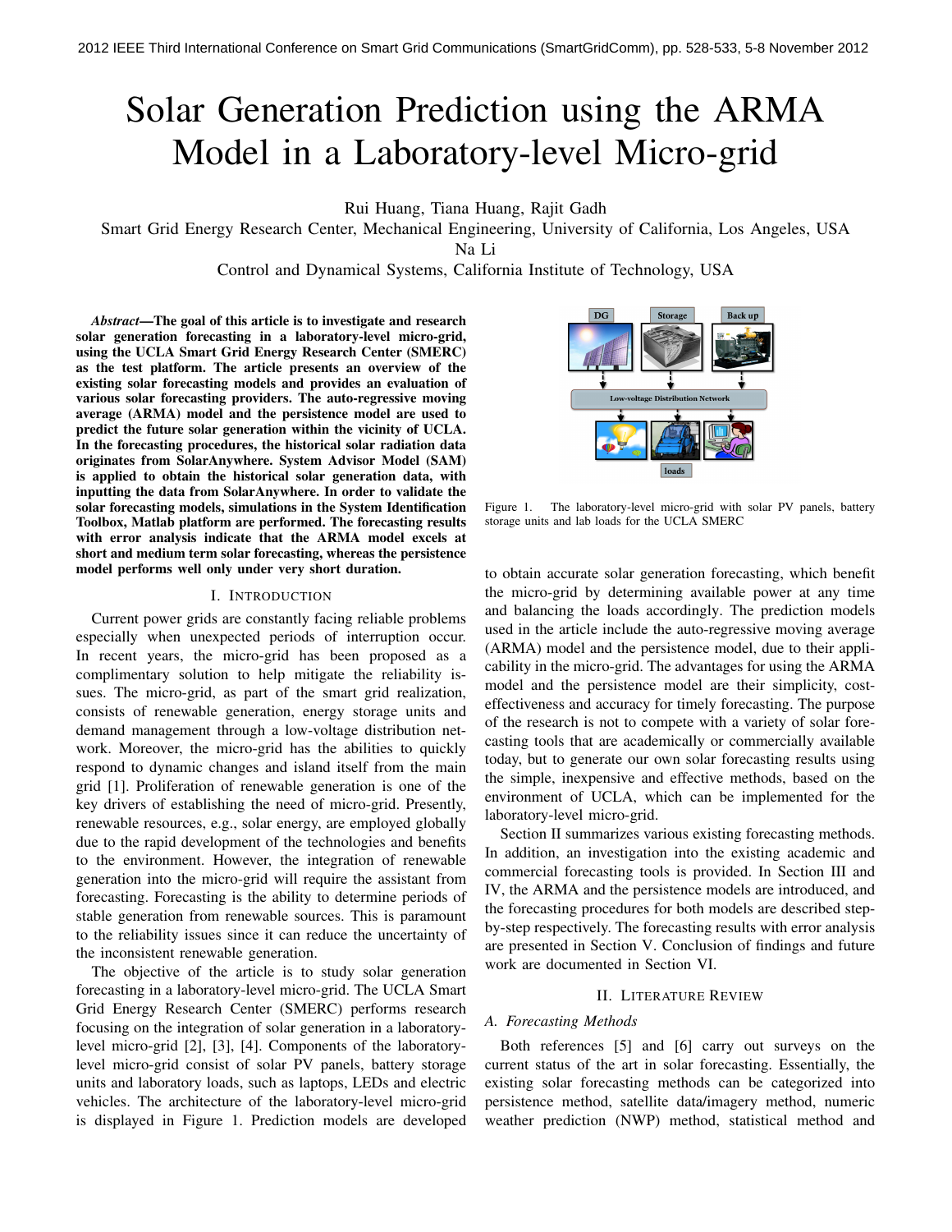# Solar Generation Prediction using the ARMA Model in a Laboratory-level Micro-grid

Rui Huang, Tiana Huang, Rajit Gadh
Smart Grid Energy Research Center, Mechanical Engineering, University of California, Los Angeles, USA
Na Li
Control and Dynamical Systems, California Institute of Technology, USA

***Abstract*—The goal of this article is to investigate and research solar generation forecasting in a laboratory-level micro-grid, using the UCLA Smart Grid Energy Research Center (SMERC) as the test platform. The article presents an overview of the existing solar forecasting models and provides an evaluation of various solar forecasting providers. The auto-regressive moving average (ARMA) model and the persistence model are used to predict the future solar generation within the vicinity of UCLA. In the forecasting procedures, the historical solar radiation data originates from SolarAnywhere. System Advisor Model (SAM) is applied to obtain the historical solar generation data, with inputting the data from SolarAnywhere. In order to validate the solar forecasting models, simulations in the System Identification Toolbox, Matlab platform are performed. The forecasting results with error analysis indicate that the ARMA model excels at short and medium term solar forecasting, whereas the persistence model performs well only under very short duration.**

## I. Introduction

Current power grids are constantly facing reliable problems especially when unexpected periods of interruption occur. In recent years, the micro-grid has been proposed as a complimentary solution to help mitigate the reliability issues. The micro-grid, as part of the smart grid realization, consists of renewable generation, energy storage units and demand management through a low-voltage distribution network. Moreover, the micro-grid has the abilities to quickly respond to dynamic changes and island itself from the main grid [1]. Proliferation of renewable generation is one of the key drivers of establishing the need of micro-grid. Presently, renewable resources, e.g., solar energy, are employed globally due to the rapid development of the technologies and benefits to the environment. However, the integration of renewable generation into the micro-grid will require the assistant from forecasting. Forecasting is the ability to determine periods of stable generation from renewable sources. This is paramount to the reliability issues since it can reduce the uncertainty of the inconsistent renewable generation.

The objective of the article is to study solar generation forecasting in a laboratory-level micro-grid. The UCLA Smart Grid Energy Research Center (SMERC) performs research focusing on the integration of solar generation in a laboratory-level micro-grid [2], [3], [4]. Components of the laboratory-level micro-grid consist of solar PV panels, battery storage units and laboratory loads, such as laptops, LEDs and electric vehicles. The architecture of the laboratory-level micro-grid is displayed in Figure 1. Prediction models are developed to obtain accurate solar generation forecasting, which benefit the micro-grid by determining available power at any time and balancing the loads accordingly. The prediction models used in the article include the auto-regressive moving average (ARMA) model and the persistence model, due to their applicability in the micro-grid. The advantages for using the ARMA model and the persistence model are their simplicity, cost-effectiveness and accuracy for timely forecasting. The purpose of the research is not to compete with a variety of solar forecasting tools that are academically or commercially available today, but to generate our own solar forecasting results using the simple, inexpensive and effective methods, based on the environment of UCLA, which can be implemented for the laboratory-level micro-grid.

DG
Storage
Back up
Low-voltage Distribution Network
loads

Figure 1. The laboratory-level micro-grid with solar PV panels, battery storage units and lab loads for the UCLA SMERC

Section II summarizes various existing forecasting methods. In addition, an investigation into the existing academic and commercial forecasting tools is provided. In Section III and IV, the ARMA and the persistence models are introduced, and the forecasting procedures for both models are described step-by-step respectively. The forecasting results with error analysis are presented in Section V. Conclusion of findings and future work are documented in Section VI.

## II. Literature Review

### *A. Forecasting Methods*

Both references [5] and [6] carry out surveys on the current status of the art in solar forecasting. Essentially, the existing solar forecasting methods can be categorized into persistence method, satellite data/imagery method, numeric weather prediction (NWP) method, statistical method and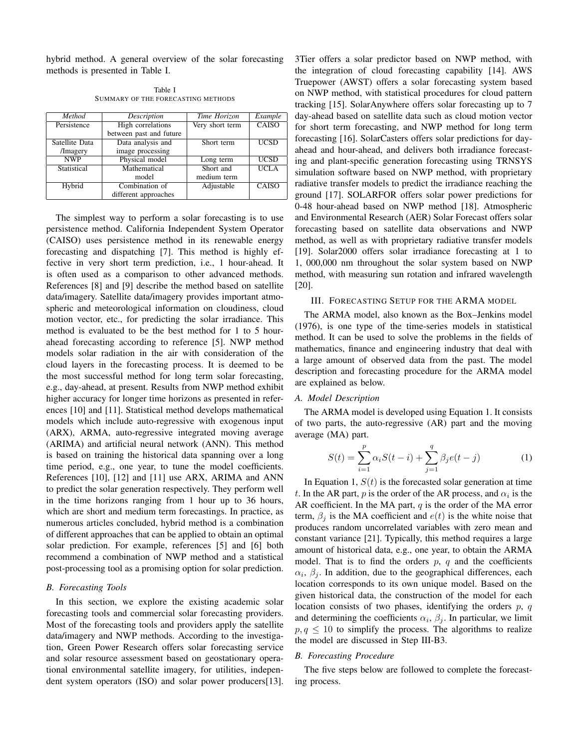hybrid method. A general overview of the solar forecasting methods is presented in Table I.

Table I
SUMMARY OF THE FORECASTING METHODS

| *Method* | *Description* | *Time Horizon* | *Example* |
|---|---|---|---|
| Persistence | High correlations between past and future | Very short term | CAISO |
| Satellite Data /Imagery | Data analysis and image processing | Short term | UCSD |
| NWP | Physical model | Long term | UCSD |
| Statistical | Mathematical model | Short and medium term | UCLA |
| Hybrid | Combination of different approaches | Adjustable | CAISO |

The simplest way to perform a solar forecasting is to use persistence method. California Independent System Operator (CAISO) uses persistence method in its renewable energy forecasting and dispatching [7]. This method is highly effective in very short term prediction, i.e., 1 hour-ahead. It is often used as a comparison to other advanced methods. References [8] and [9] describe the method based on satellite data/imagery. Satellite data/imagery provides important atmospheric and meteorological information on cloudiness, cloud motion vector, etc., for predicting the solar irradiance. This method is evaluated to be the best method for 1 to 5 hour-ahead forecasting according to reference [5]. NWP method models solar radiation in the air with consideration of the cloud layers in the forecasting process. It is deemed to be the most successful method for long term solar forecasting, e.g., day-ahead, at present. Results from NWP method exhibit higher accuracy for longer time horizons as presented in references [10] and [11]. Statistical method develops mathematical models which include auto-regressive with exogenous input (ARX), ARMA, auto-regressive integrated moving average (ARIMA) and artificial neural network (ANN). This method is based on training the historical data spanning over a long time period, e.g., one year, to tune the model coefficients. References [10], [12] and [11] use ARX, ARIMA and ANN to predict the solar generation respectively. They perform well in the time horizons ranging from 1 hour up to 36 hours, which are short and medium term forecastings. In practice, as numerous articles concluded, hybrid method is a combination of different approaches that can be applied to obtain an optimal solar prediction. For example, references [5] and [6] both recommend a combination of NWP method and a statistical post-processing tool as a promising option for solar prediction.

### *B. Forecasting Tools*

In this section, we explore the existing academic solar forecasting tools and commercial solar forecasting providers. Most of the forecasting tools and providers apply the satellite data/imagery and NWP methods. According to the investigation, Green Power Research offers solar forecasting service and solar resource assessment based on geostationary operational environmental satellite imagery, for utilities, independent system operators (ISO) and solar power producers[13]. 3Tier offers a solar predictor based on NWP method, with the integration of cloud forecasting capability [14]. AWS Truepower (AWST) offers a solar forecasting system based on NWP method, with statistical procedures for cloud pattern tracking [15]. SolarAnywhere offers solar forecasting up to 7 day-ahead based on satellite data such as cloud motion vector for short term forecasting, and NWP method for long term forecasting [16]. SolarCasters offers solar predictions for day-ahead and hour-ahead, and delivers both irradiance forecasting and plant-specific generation forecasting using TRNSYS simulation software based on NWP method, with proprietary radiative transfer models to predict the irradiance reaching the ground [17]. SOLARFOR offers solar power predictions for 0-48 hour-ahead based on NWP method [18]. Atmospheric and Environmental Research (AER) Solar Forecast offers solar forecasting based on satellite data observations and NWP method, as well as with proprietary radiative transfer models [19]. Solar2000 offers solar irradiance forecasting at 1 to 1, 000,000 nm throughout the solar system based on NWP method, with measuring sun rotation and infrared wavelength [20].

## III. FORECASTING SETUP FOR THE ARMA MODEL

The ARMA model, also known as the Box–Jenkins model (1976), is one type of the time-series models in statistical method. It can be used to solve the problems in the fields of mathematics, finance and engineering industry that deal with a large amount of observed data from the past. The model description and forecasting procedure for the ARMA model are explained as below.

### *A. Model Description*

The ARMA model is developed using Equation 1. It consists of two parts, the auto-regressive (AR) part and the moving average (MA) part.

$$S(t) = \sum_{i=1}^{p} \alpha_i S(t-i) + \sum_{j=1}^{q} \beta_j e(t-j) \qquad (1)$$

In Equation 1, $S(t)$ is the forecasted solar generation at time $t$. In the AR part, $p$ is the order of the AR process, and $\alpha_i$ is the AR coefficient. In the MA part, $q$ is the order of the MA error term, $\beta_j$ is the MA coefficient and $e(t)$ is the white noise that produces random uncorrelated variables with zero mean and constant variance [21]. Typically, this method requires a large amount of historical data, e.g., one year, to obtain the ARMA model. That is to find the orders $p$, $q$ and the coefficients $\alpha_i$, $\beta_j$. In addition, due to the geographical differences, each location corresponds to its own unique model. Based on the given historical data, the construction of the model for each location consists of two phases, identifying the orders $p$, $q$ and determining the coefficients $\alpha_i$, $\beta_j$. In particular, we limit $p, q \leq 10$ to simplify the process. The algorithms to realize the model are discussed in Step III-B3.

### *B. Forecasting Procedure*

The five steps below are followed to complete the forecasting process.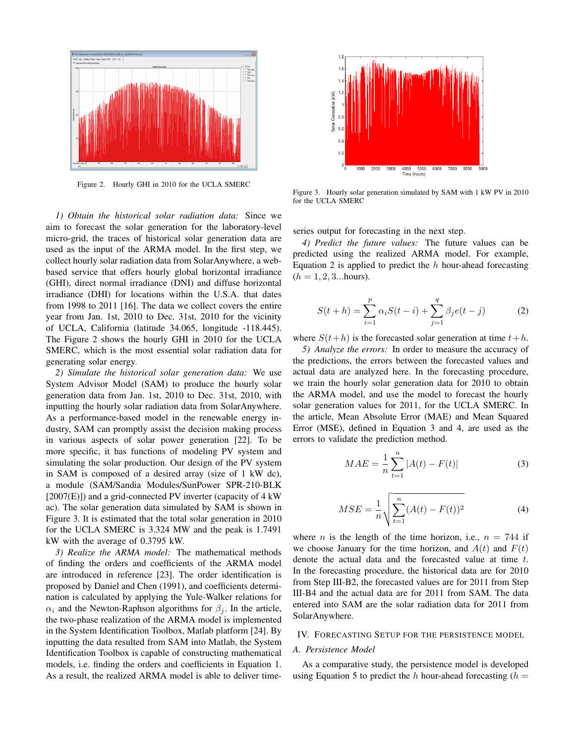Figure 2. Hourly GHI in 2010 for the UCLA SMERC

Figure 3. Hourly solar generation simulated by SAM with 1 kW PV in 2010 for the UCLA SMERC

*1) Obtain the historical solar radiation data:* Since we aim to forecast the solar generation for the laboratory-level micro-grid, the traces of historical solar generation data are used as the input of the ARMA model. In the first step, we collect hourly solar radiation data from SolarAnywhere, a web-based service that offers hourly global horizontal irradiance (GHI), direct normal irradiance (DNI) and diffuse horizontal irradiance (DHI) for locations within the U.S.A. that dates from 1998 to 2011 [16]. The data we collect covers the entire year from Jan. 1st, 2010 to Dec. 31st, 2010 for the vicinity of UCLA, California (latitude 34.065, longitude -118.445). The Figure 2 shows the hourly GHI in 2010 for the UCLA SMERC, which is the most essential solar radiation data for generating solar energy.

*2) Simulate the historical solar generation data:* We use System Advisor Model (SAM) to produce the hourly solar generation data from Jan. 1st, 2010 to Dec. 31st, 2010, with inputting the hourly solar radiation data from SolarAnywhere. As a performance-based model in the renewable energy industry, SAM can promptly assist the decision making process in various aspects of solar power generation [22]. To be more specific, it has functions of modeling PV system and simulating the solar production. Our design of the PV system in SAM is composed of a desired array (size of 1 kW dc), a module (SAM/Sandia Modules/SunPower SPR-210-BLK [2007(E)]) and a grid-connected PV inverter (capacity of 4 kW ac). The solar generation data simulated by SAM is shown in Figure 3. It is estimated that the total solar generation in 2010 for the UCLA SMERC is 3.324 MW and the peak is 1.7491 kW with the average of 0.3795 kW.

*3) Realize the ARMA model:* The mathematical methods of finding the orders and coefficients of the ARMA model are introduced in reference [23]. The order identification is proposed by Daniel and Chen (1991), and coefficients determination is calculated by applying the Yule-Walker relations for $\alpha_i$ and the Newton-Raphson algorithms for $\beta_j$. In the article, the two-phase realization of the ARMA model is implemented in the System Identification Toolbox, Matlab platform [24]. By inputting the data resulted from SAM into Matlab, the System Identification Toolbox is capable of constructing mathematical models, i.e. finding the orders and coefficients in Equation 1. As a result, the realized ARMA model is able to deliver time-series output for forecasting in the next step.

*4) Predict the future values:* The future values can be predicted using the realized ARMA model. For example, Equation 2 is applied to predict the $h$ hour-ahead forecasting ($h = 1, 2, 3$...hours).

$$S(t+h) = \sum_{i=1}^{p} \alpha_i S(t-i) + \sum_{j=1}^{q} \beta_j e(t-j) \tag{2}$$

where $S(t+h)$ is the forecasted solar generation at time $t+h$.

*5) Analyze the errors:* In order to measure the accuracy of the predictions, the errors between the forecasted values and actual data are analyzed here. In the forecasting procedure, we train the hourly solar generation data for 2010 to obtain the ARMA model, and use the model to forecast the hourly solar generation values for 2011, for the UCLA SMERC. In the article, Mean Absolute Error (MAE) and Mean Squared Error (MSE), defined in Equation 3 and 4, are used as the errors to validate the prediction method.

$$MAE = \frac{1}{n} \sum_{t=1}^{n} |A(t) - F(t)| \tag{3}$$

$$MSE = \frac{1}{n} \sqrt{\sum_{t=1}^{n} (A(t) - F(t))^2} \tag{4}$$

where $n$ is the length of the time horizon, i.e., $n = 744$ if we choose January for the time horizon, and $A(t)$ and $F(t)$ denote the actual data and the forecasted value at time $t$. In the forecasting procedure, the historical data are for 2010 from Step III-B2, the forecasted values are for 2011 from Step III-B4 and the actual data are for 2011 from SAM. The data entered into SAM are the solar radiation data for 2011 from SolarAnywhere.

## IV. Forecasting Setup for the Persistence Model

### A. Persistence Model

As a comparative study, the persistence model is developed using Equation 5 to predict the $h$ hour-ahead forecasting ($h =$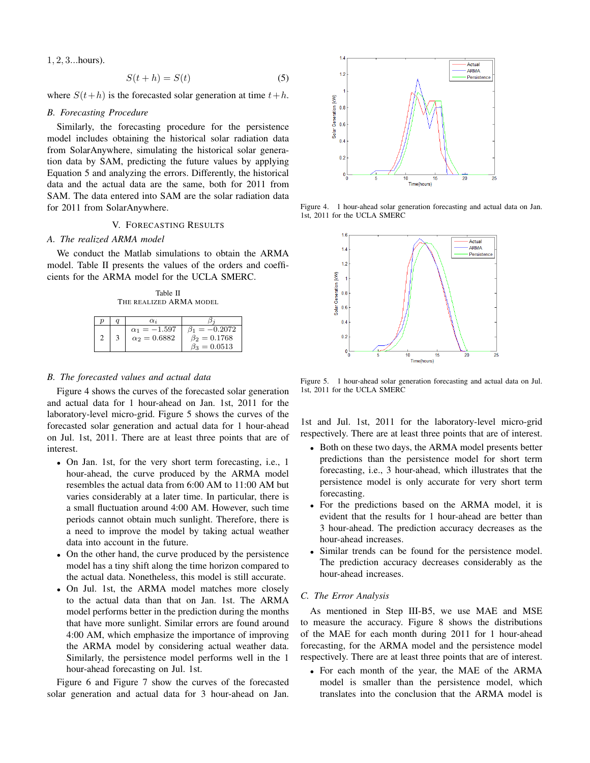1, 2, 3...hours).

$$S(t + h) = S(t) \tag{5}$$

where $S(t+h)$ is the forecasted solar generation at time $t+h$.

### B. Forecasting Procedure

Similarly, the forecasting procedure for the persistence model includes obtaining the historical solar radiation data from SolarAnywhere, simulating the historical solar generation data by SAM, predicting the future values by applying Equation 5 and analyzing the errors. Differently, the historical data and the actual data are the same, both for 2011 from SAM. The data entered into SAM are the solar radiation data for 2011 from SolarAnywhere.

## V. Forecasting Results

### A. The realized ARMA model

We conduct the Matlab simulations to obtain the ARMA model. Table II presents the values of the orders and coefficients for the ARMA model for the UCLA SMERC.

Table II
THE REALIZED ARMA MODEL

| $p$ | $q$ | $\alpha_i$ | $\beta_j$ |
|---|---|---|---|
| 2 | 3 | $\alpha_1 = -1.597$ <br> $\alpha_2 = 0.6882$ | $\beta_1 = -0.2072$ <br> $\beta_2 = 0.1768$ <br> $\beta_3 = 0.0513$ |

### B. The forecasted values and actual data

Figure 4 shows the curves of the forecasted solar generation and actual data for 1 hour-ahead on Jan. 1st, 2011 for the laboratory-level micro-grid. Figure 5 shows the curves of the forecasted solar generation and actual data for 1 hour-ahead on Jul. 1st, 2011. There are at least three points that are of interest.

- On Jan. 1st, for the very short term forecasting, i.e., 1 hour-ahead, the curve produced by the ARMA model resembles the actual data from 6:00 AM to 11:00 AM but varies considerably at a later time. In particular, there is a small fluctuation around 4:00 AM. However, such time periods cannot obtain much sunlight. Therefore, there is a need to improve the model by taking actual weather data into account in the future.
- On the other hand, the curve produced by the persistence model has a tiny shift along the time horizon compared to the actual data. Nonetheless, this model is still accurate.
- On Jul. 1st, the ARMA model matches more closely to the actual data than that on Jan. 1st. The ARMA model performs better in the prediction during the months that have more sunlight. Similar errors are found around 4:00 AM, which emphasize the importance of improving the ARMA model by considering actual weather data. Similarly, the persistence model performs well in the 1 hour-ahead forecasting on Jul. 1st.

Figure 6 and Figure 7 show the curves of the forecasted solar generation and actual data for 3 hour-ahead on Jan. 1st and Jul. 1st, 2011 for the laboratory-level micro-grid respectively. There are at least three points that are of interest.

Figure 4. 1 hour-ahead solar generation forecasting and actual data on Jan. 1st, 2011 for the UCLA SMERC

Figure 5. 1 hour-ahead solar generation forecasting and actual data on Jul. 1st, 2011 for the UCLA SMERC

- Both on these two days, the ARMA model presents better predictions than the persistence model for short term forecasting, i.e., 3 hour-ahead, which illustrates that the persistence model is only accurate for very short term forecasting.
- For the predictions based on the ARMA model, it is evident that the results for 1 hour-ahead are better than 3 hour-ahead. The prediction accuracy decreases as the hour-ahead increases.
- Similar trends can be found for the persistence model. The prediction accuracy decreases considerably as the hour-ahead increases.

### C. The Error Analysis

As mentioned in Step III-B5, we use MAE and MSE to measure the accuracy. Figure 8 shows the distributions of the MAE for each month during 2011 for 1 hour-ahead forecasting, for the ARMA model and the persistence model respectively. There are at least three points that are of interest.

- For each month of the year, the MAE of the ARMA model is smaller than the persistence model, which translates into the conclusion that the ARMA model is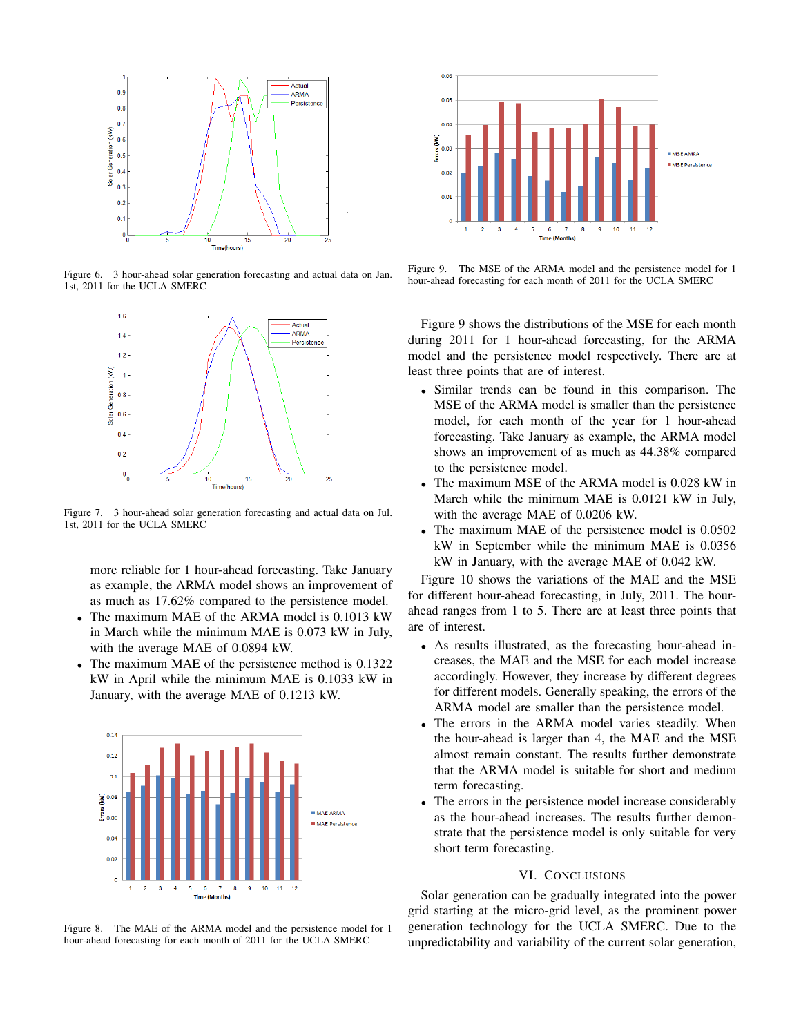Figure 6. 3 hour-ahead solar generation forecasting and actual data on Jan. 1st, 2011 for the UCLA SMERC

Figure 7. 3 hour-ahead solar generation forecasting and actual data on Jul. 1st, 2011 for the UCLA SMERC

more reliable for 1 hour-ahead forecasting. Take January as example, the ARMA model shows an improvement of as much as 17.62% compared to the persistence model.

- The maximum MAE of the ARMA model is 0.1013 kW in March while the minimum MAE is 0.073 kW in July, with the average MAE of 0.0894 kW.
- The maximum MAE of the persistence method is 0.1322 kW in April while the minimum MAE is 0.1033 kW in January, with the average MAE of 0.1213 kW.

Figure 8. The MAE of the ARMA model and the persistence model for 1 hour-ahead forecasting for each month of 2011 for the UCLA SMERC

Figure 9. The MSE of the ARMA model and the persistence model for 1 hour-ahead forecasting for each month of 2011 for the UCLA SMERC

Figure 9 shows the distributions of the MSE for each month during 2011 for 1 hour-ahead forecasting, for the ARMA model and the persistence model respectively. There are at least three points of interest.

- Similar trends can be found in this comparison. The MSE of the ARMA model is smaller than the persistence model, for each month of the year for 1 hour-ahead forecasting. Take January as example, the ARMA model shows an improvement of as much as 44.38% compared to the persistence model.
- The maximum MSE of the ARMA model is 0.028 kW in March while the minimum MAE is 0.0121 kW in July, with the average MAE of 0.0206 kW.
- The maximum MAE of the persistence model is 0.0502 kW in September while the minimum MAE is 0.0356 kW in January, with the average MAE of 0.042 kW.

Figure 10 shows the variations of the MAE and the MSE for different hour-ahead forecasting, in July, 2011. The hour-ahead ranges from 1 to 5. There are at least three points that are of interest.

- As results illustrated, as the forecasting hour-ahead increases, the MAE and the MSE for each model increase accordingly. However, they increase by different degrees for different models. Generally speaking, the errors of the ARMA model are smaller than the persistence model.
- The errors in the ARMA model varies steadily. When the hour-ahead is larger than 4, the MAE and the MSE almost remain constant. The results further demonstrate that the ARMA model is suitable for short and medium term forecasting.
- The errors in the persistence model increase considerably as the hour-ahead increases. The results further demonstrate that the persistence model is only suitable for very short term forecasting.

## VI. Conclusions

Solar generation can be gradually integrated into the power grid starting at the micro-grid level, as the prominent power generation technology for the UCLA SMERC. Due to the unpredictability and variability of the current solar generation,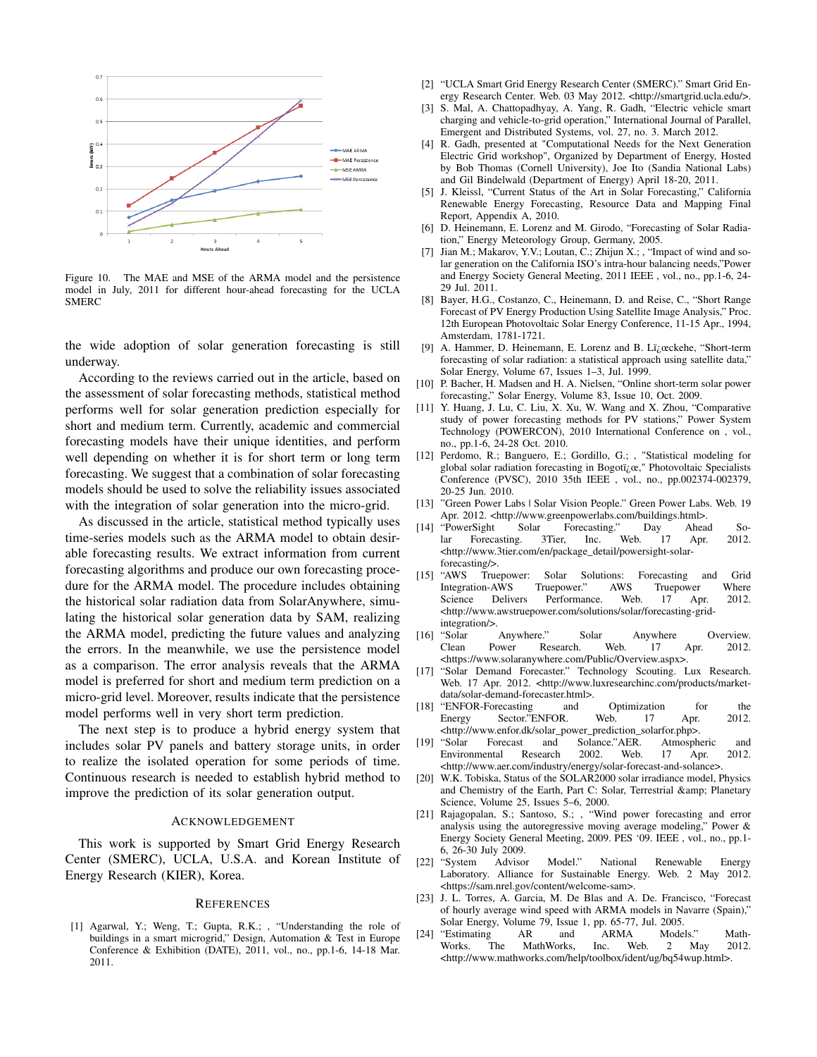0.7

0.6

0.5

0.4

0.3

0.2

0.1

0

Errors (kW)

1 2 3 4 5

Hours Ahead

MAE ARMA

MAE Persistence

MSE AMRA

MSE Persistence

Figure 10. The MAE and MSE of the ARMA model and the persistence model in July, 2011 for different hour-ahead forecasting for the UCLA SMERC

the wide adoption of solar generation forecasting is still underway.

According to the reviews carried out in the article, based on the assessment of solar forecasting methods, statistical method performs well for solar generation prediction especially for short and medium term. Currently, academic and commercial forecasting models have their unique identities, and perform well depending on whether it is for short term or long term forecasting. We suggest that a combination of solar forecasting models should be used to solve the reliability issues associated with the integration of solar generation into the micro-grid.

As discussed in the article, statistical method typically uses time-series models such as the ARMA model to obtain desirable forecasting results. We extract information from current forecasting algorithms and produce our own forecasting procedure for the ARMA model. The procedure includes obtaining the historical solar radiation data from SolarAnywhere, simulating the historical solar generation data by SAM, realizing the ARMA model, predicting the future values and analyzing the errors. In the meanwhile, we use the persistence model as a comparison. The error analysis reveals that the ARMA model is preferred for short and medium term prediction on a micro-grid level. Moreover, results indicate that the persistence model performs well in very short term prediction.

The next step is to produce a hybrid energy system that includes solar PV panels and battery storage units, in order to realize the isolated operation for some periods of time. Continuous research is needed to establish hybrid method to improve the prediction of its solar generation output.

## ACKNOWLEDGEMENT

This work is supported by Smart Grid Energy Research Center (SMERC), UCLA, U.S.A. and Korean Institute of Energy Research (KIER), Korea.

## REFERENCES

[1] Agarwal, Y.; Weng, T.; Gupta, R.K.; , "Understanding the role of buildings in a smart microgrid," Design, Automation & Test in Europe Conference & Exhibition (DATE), 2011, vol., no., pp.1-6, 14-18 Mar. 2011.

[2] "UCLA Smart Grid Energy Research Center (SMERC)." Smart Grid Energy Research Center. Web. 03 May 2012. <http://smartgrid.ucla.edu/>.

[3] S. Mal, A. Chattopadhyay, A. Yang, R. Gadh, "Electric vehicle smart charging and vehicle-to-grid operation," International Journal of Parallel, Emergent and Distributed Systems, vol. 27, no. 3. March 2012.

[4] R. Gadh, presented at "Computational Needs for the Next Generation Electric Grid workshop", Organized by Department of Energy, Hosted by Bob Thomas (Cornell University), Joe Ito (Sandia National Labs) and Gil Bindelwald (Department of Energy) April 18-20, 2011.

[5] J. Kleissl, "Current Status of the Art in Solar Forecasting," California Renewable Energy Forecasting, Resource Data and Mapping Final Report, Appendix A, 2010.

[6] D. Heinemann, E. Lorenz and M. Girodo, "Forecasting of Solar Radiation," Energy Meteorology Group, Germany, 2005.

[7] Jian M.; Makarov, Y.V.; Loutan, C.; Zhijun X.; , "Impact of wind and solar generation on the California ISO's intra-hour balancing needs,"Power and Energy Society General Meeting, 2011 IEEE , vol., no., pp.1-6, 24-29 Jul. 2011.

[8] Bayer, H.G., Costanzo, C., Heinemann, D. and Reise, C., "Short Range Forecast of PV Energy Production Using Satellite Image Analysis," Proc. 12th European Photovoltaic Solar Energy Conference, 11-15 Apr., 1994, Amsterdam, 1781-1721.

[9] A. Hammer, D. Heinemann, E. Lorenz and B. Lï¿œckehe, "Short-term forecasting of solar radiation: a statistical approach using satellite data," Solar Energy, Volume 67, Issues 1–3, Jul. 1999.

[10] P. Bacher, H. Madsen and H. A. Nielsen, "Online short-term solar power forecasting," Solar Energy, Volume 83, Issue 10, Oct. 2009.

[11] Y. Huang, J. Lu, C. Liu, X. Xu, W. Wang and X. Zhou, "Comparative study of power forecasting methods for PV stations," Power System Technology (POWERCON), 2010 International Conference on , vol., no., pp.1-6, 24-28 Oct. 2010.

[12] Perdomo, R.; Banguero, E.; Gordillo, G.; , "Statistical modeling for global solar radiation forecasting in Bogotï¿œ," Photovoltaic Specialists Conference (PVSC), 2010 35th IEEE , vol., no., pp.002374-002379, 20-25 Jun. 2010.

[13] "Green Power Labs | Solar Vision People." Green Power Labs. Web. 19 Apr. 2012. <http://www.greenpowerlabs.com/buildings.html>.

[14] "PowerSight Solar Forecasting." Day Ahead Solar Forecasting. 3Tier, Inc. Web. 17 Apr. 2012. <http://www.3tier.com/en/package_detail/powersight-solar-forecasting/>.

[15] "AWS Truepower: Solar Solutions: Forecasting and Grid Integration-AWS Truepower." AWS Truepower Where Science Delivers Performance. Web. 17 Apr. 2012. <http://www.awstruepower.com/solutions/solar/forecasting-grid-integration/>.

[16] "Solar Anywhere." Solar Anywhere Overview. Clean Power Research. Web. 17 Apr. 2012. <https://www.solaranywhere.com/Public/Overview.aspx>.

[17] "Solar Demand Forecaster." Technology Scouting. Lux Research. Web. 17 Apr. 2012. <http://www.luxresearchinc.com/products/market-data/solar-demand-forecaster.html>.

[18] "ENFOR-Forecasting and Optimization for the Energy Sector."ENFOR. Web. 17 Apr. 2012. <http://www.enfor.dk/solar_power_prediction_solarfor.php>.

[19] "Solar Forecast and Solance."AER. Atmospheric and Environmental Research 2002. Web. 17 Apr. 2012. <http://www.aer.com/industry/energy/solar-forecast-and-solance>.

[20] W.K. Tobiska, Status of the SOLAR2000 solar irradiance model, Physics and Chemistry of the Earth, Part C: Solar, Terrestrial &amp; Planetary Science, Volume 25, Issues 5–6, 2000.

[21] Rajagopalan, S.; Santoso, S.; , "Wind power forecasting and error analysis using the autoregressive moving average modeling," Power & Energy Society General Meeting, 2009. PES '09. IEEE , vol., no., pp.1-6, 26-30 July 2009.

[22] "System Advisor Model." National Renewable Energy Laboratory. Alliance for Sustainable Energy. Web. 2 May 2012. <https://sam.nrel.gov/content/welcome-sam>.

[23] J. L. Torres, A. Garcia, M. De Blas and A. De. Francisco, "Forecast of hourly average wind speed with ARMA models in Navarre (Spain)," Solar Energy, Volume 79, Issue 1, pp. 65-77, Jul. 2005.

[24] "Estimating AR and ARMA Models." MathWorks. The MathWorks, Inc. Web. 2 May 2012. <http://www.mathworks.com/help/toolbox/ident/ug/bq54wup.html>.